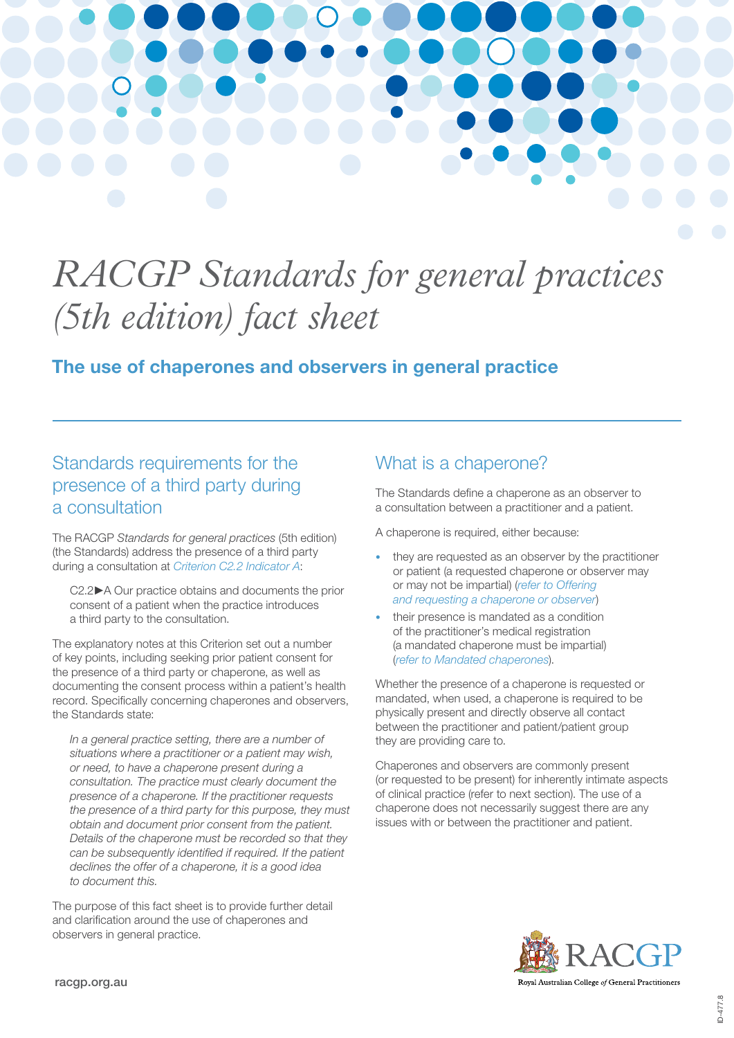# *RACGP Standards for general practices (5th edition) fact sheet*

## The use of chaperones and observers in general practice

## Standards requirements for the presence of a third party during a consultation

The RACGP *Standards for general practices* (5th edition) (the Standards) address the presence of a third party during a consultation at *Criterion C2.2 Indicator A*:

> C2.2►A Our practice obtains and documents the prior consent of a patient when the practice introduces a third party to the consultation.

The explanatory notes at this Criterion set out a number of key points, including seeking prior patient consent for the presence of a third party or chaperone, as well as documenting the consent process within a patient's health record. Specifically concerning chaperones and observers, the Standards state:

> *In a general practice setting, there are a number of situations where a practitioner or a patient may wish, or need, to have a chaperone present during a consultation. The practice must clearly document the presence of a chaperone. If the practitioner requests the presence of a third party for this purpose, they must obtain and document prior consent from the patient. Details of the chaperone must be recorded so that they can be subsequently identified if required. If the patient declines the offer of a chaperone, it is a good idea to document this.*

The purpose of this fact sheet is to provide further detail and clarification around the use of chaperones and observers in general practice.

## What is a chaperone?

The Standards define a chaperone as an observer to a consultation between a practitioner and a patient.

A chaperone is required, either because:

- they are requested as an observer by the practitioner or patient (a requested chaperone or observer may or may not be impartial) (*refer to Offering and requesting a chaperone or observer*)
- their presence is mandated as a condition of the practitioner's medical registration (a mandated chaperone must be impartial) (*refer to Mandated chaperones*).

Whether the presence of a chaperone is requested or mandated, when used, a chaperone is required to be physically present and directly observe all contact between the practitioner and patient/patient group they are providing care to.

Chaperones and observers are commonly present (or requested to be present) for inherently intimate aspects of clinical practice (refer to next section). The use of a chaperone does not necessarily suggest there are any issues with or between the practitioner and patient.

racgp.org.au

RACGP Royal Australian College *of* General Practitioners

ID-477.8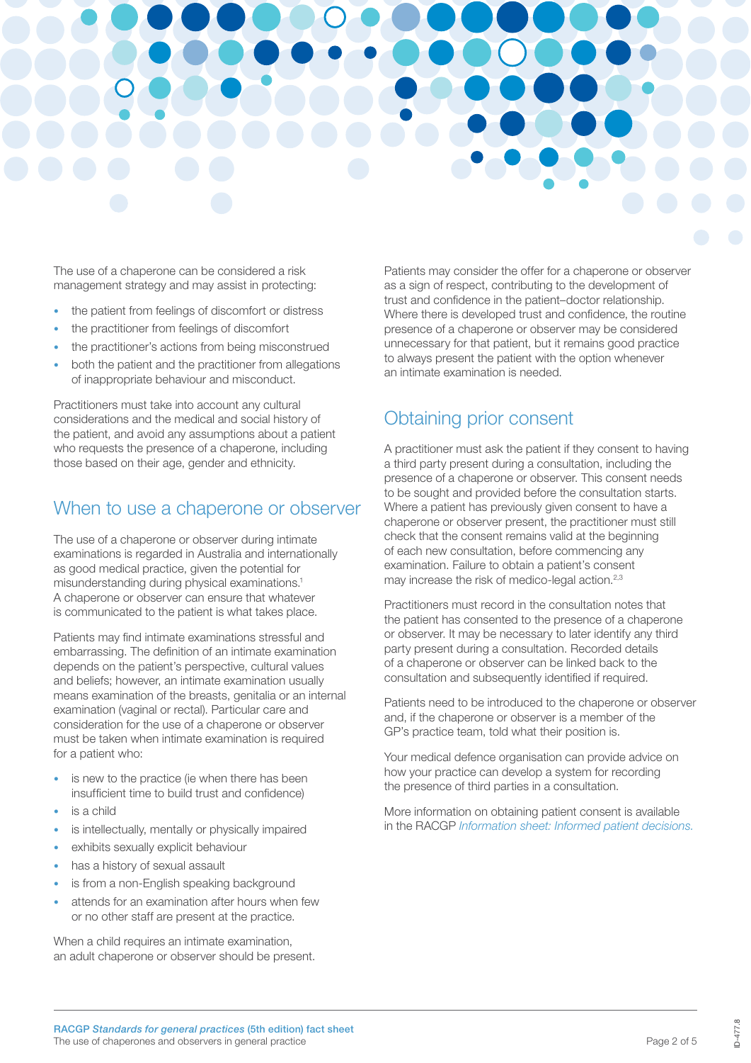The use of a chaperone can be considered a risk management strategy and may assist in protecting:

- the patient from feelings of discomfort or distress
- the practitioner from feelings of discomfort
- the practitioner's actions from being misconstrued
- both the patient and the practitioner from allegations of inappropriate behaviour and misconduct.

Practitioners must take into account any cultural considerations and the medical and social history of the patient, and avoid any assumptions about a patient who requests the presence of a chaperone, including those based on their age, gender and ethnicity.

## When to use a chaperone or observer

The use of a chaperone or observer during intimate examinations is regarded in Australia and internationally as good medical practice, given the potential for misunderstanding during physical examinations.[1] A chaperone or observer can ensure that whatever is communicated to the patient is what takes place.

Patients may find intimate examinations stressful and embarrassing. The definition of an intimate examination depends on the patient's perspective, cultural values and beliefs; however, an intimate examination usually means examination of the breasts, genitalia or an internal examination (vaginal or rectal). Particular care and consideration for the use of a chaperone or observer must be taken when intimate examination is required for a patient who:

- is new to the practice (ie when there has been insufficient time to build trust and confidence)
- is a child
- is intellectually, mentally or physically impaired
- exhibits sexually explicit behaviour
- has a history of sexual assault
- is from a non-English speaking background
- attends for an examination after hours when few or no other staff are present at the practice.

When a child requires an intimate examination, an adult chaperone or observer should be present.

Patients may consider the offer for a chaperone or observer as a sign of respect, contributing to the development of trust and confidence in the patient–doctor relationship. Where there is developed trust and confidence, the routine presence of a chaperone or observer may be considered unnecessary for that patient, but it remains good practice to always present the patient with the option whenever an intimate examination is needed.

## Obtaining prior consent

A practitioner must ask the patient if they consent to having a third party present during a consultation, including the presence of a chaperone or observer. This consent needs to be sought and provided before the consultation starts. Where a patient has previously given consent to have a chaperone or observer present, the practitioner must still check that the consent remains valid at the beginning of each new consultation, before commencing any examination. Failure to obtain a patient's consent may increase the risk of medico-legal action.[2,3]

Practitioners must record in the consultation notes that the patient has consented to the presence of a chaperone or observer. It may be necessary to later identify any third party present during a consultation. Recorded details of a chaperone or observer can be linked back to the consultation and subsequently identified if required.

Patients need to be introduced to the chaperone or observer and, if the chaperone or observer is a member of the GP's practice team, told what their position is.

Your medical defence organisation can provide advice on how your practice can develop a system for recording the presence of third parties in a consultation.

More information on obtaining patient consent is available in the RACGP *Information sheet: Informed patient decisions.*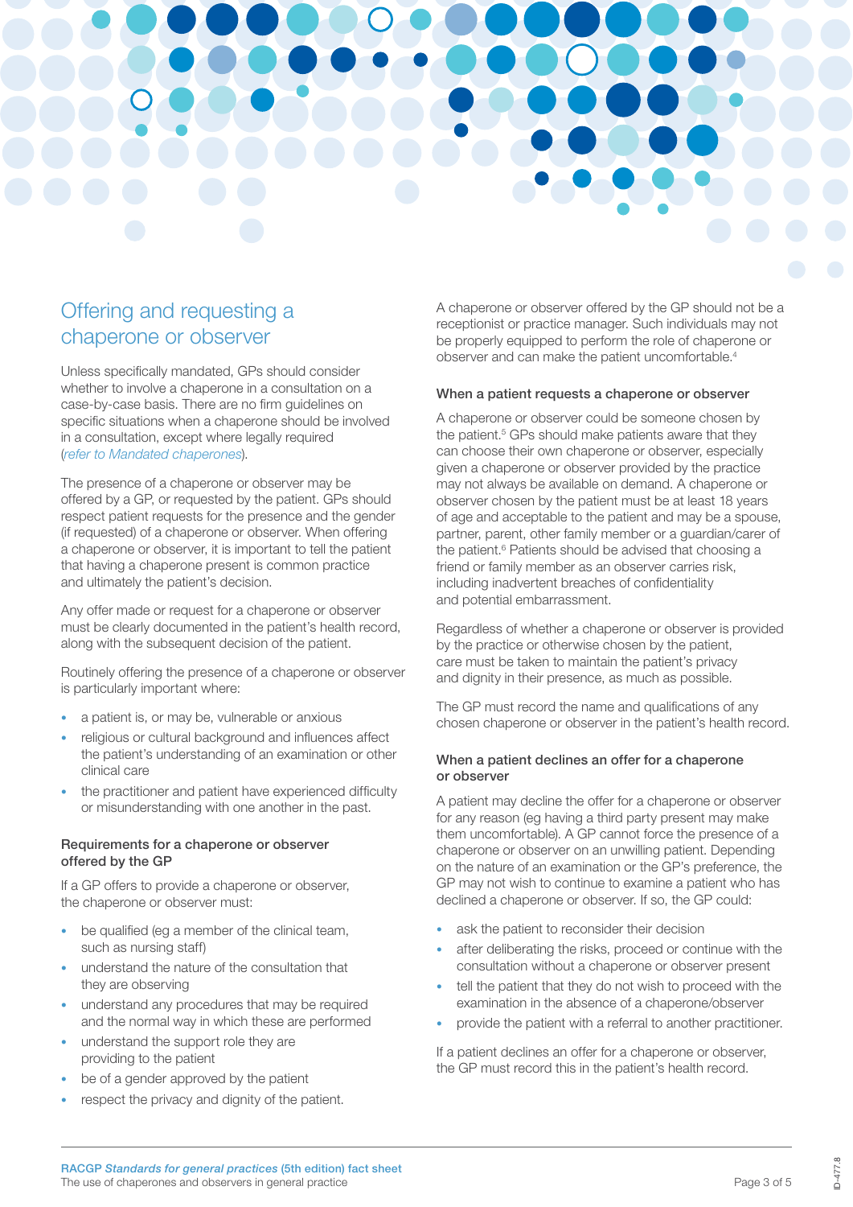## Offering and requesting a chaperone or observer

Unless specifically mandated, GPs should consider whether to involve a chaperone in a consultation on a case-by-case basis. There are no firm guidelines on specific situations when a chaperone should be involved in a consultation, except where legally required (*refer to Mandated chaperones*).

The presence of a chaperone or observer may be offered by a GP, or requested by the patient. GPs should respect patient requests for the presence and the gender (if requested) of a chaperone or observer. When offering a chaperone or observer, it is important to tell the patient that having a chaperone present is common practice and ultimately the patient's decision.

Any offer made or request for a chaperone or observer must be clearly documented in the patient's health record, along with the subsequent decision of the patient.

Routinely offering the presence of a chaperone or observer is particularly important where:

- a patient is, or may be, vulnerable or anxious
- religious or cultural background and influences affect the patient's understanding of an examination or other clinical care
- the practitioner and patient have experienced difficulty or misunderstanding with one another in the past.

### Requirements for a chaperone or observer offered by the GP

If a GP offers to provide a chaperone or observer, the chaperone or observer must:

- be qualified (eg a member of the clinical team, such as nursing staff)
- understand the nature of the consultation that they are observing
- understand any procedures that may be required and the normal way in which these are performed
- understand the support role they are providing to the patient
- be of a gender approved by the patient
- respect the privacy and dignity of the patient.

A chaperone or observer offered by the GP should not be a receptionist or practice manager. Such individuals may not be properly equipped to perform the role of chaperone or observer and can make the patient uncomfortable.[4]

### When a patient requests a chaperone or observer

A chaperone or observer could be someone chosen by the patient.[5] GPs should make patients aware that they can choose their own chaperone or observer, especially given a chaperone or observer provided by the practice may not always be available on demand. A chaperone or observer chosen by the patient must be at least 18 years of age and acceptable to the patient and may be a spouse, partner, parent, other family member or a guardian/carer of the patient.[6] Patients should be advised that choosing a friend or family member as an observer carries risk, including inadvertent breaches of confidentiality and potential embarrassment.

Regardless of whether a chaperone or observer is provided by the practice or otherwise chosen by the patient, care must be taken to maintain the patient's privacy and dignity in their presence, as much as possible.

The GP must record the name and qualifications of any chosen chaperone or observer in the patient's health record.

### When a patient declines an offer for a chaperone or observer

A patient may decline the offer for a chaperone or observer for any reason (eg having a third party present may make them uncomfortable). A GP cannot force the presence of a chaperone or observer on an unwilling patient. Depending on the nature of an examination or the GP's preference, the GP may not wish to continue to examine a patient who has declined a chaperone or observer. If so, the GP could:

- ask the patient to reconsider their decision
- after deliberating the risks, proceed or continue with the consultation without a chaperone or observer present
- tell the patient that they do not wish to proceed with the examination in the absence of a chaperone/observer
- provide the patient with a referral to another practitioner.

If a patient declines an offer for a chaperone or observer, the GP must record this in the patient's health record.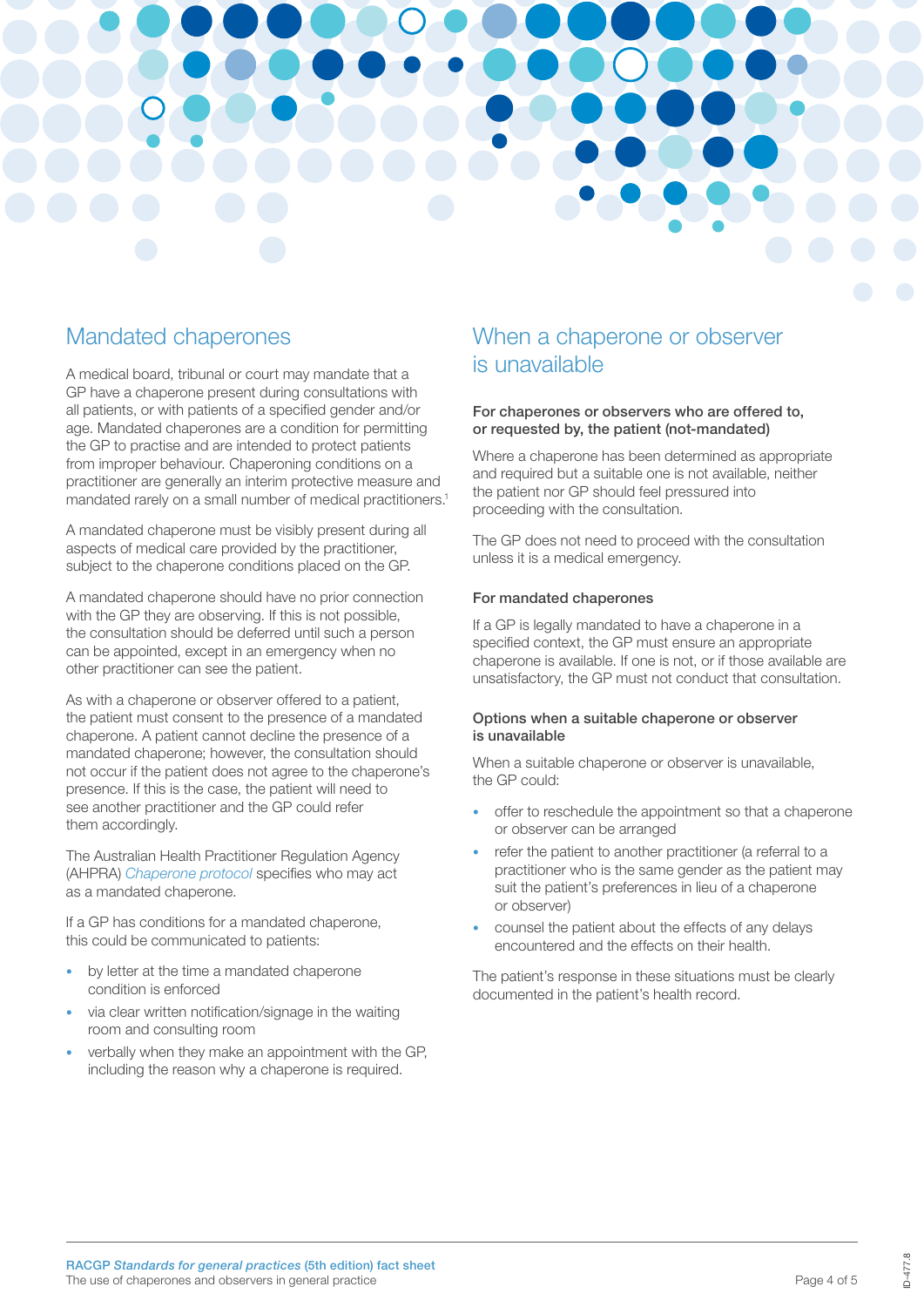## Mandated chaperones

A medical board, tribunal or court may mandate that a GP have a chaperone present during consultations with all patients, or with patients of a specified gender and/or age. Mandated chaperones are a condition for permitting the GP to practise and are intended to protect patients from improper behaviour. Chaperoning conditions on a practitioner are generally an interim protective measure and mandated rarely on a small number of medical practitioners.[1]

A mandated chaperone must be visibly present during all aspects of medical care provided by the practitioner, subject to the chaperone conditions placed on the GP.

A mandated chaperone should have no prior connection with the GP they are observing. If this is not possible, the consultation should be deferred until such a person can be appointed, except in an emergency when no other practitioner can see the patient.

As with a chaperone or observer offered to a patient, the patient must consent to the presence of a mandated chaperone. A patient cannot decline the presence of a mandated chaperone; however, the consultation should not occur if the patient does not agree to the chaperone's presence. If this is the case, the patient will need to see another practitioner and the GP could refer them accordingly.

The Australian Health Practitioner Regulation Agency (AHPRA) *Chaperone protocol* specifies who may act as a mandated chaperone.

If a GP has conditions for a mandated chaperone, this could be communicated to patients:

- by letter at the time a mandated chaperone condition is enforced
- via clear written notification/signage in the waiting room and consulting room
- verbally when they make an appointment with the GP, including the reason why a chaperone is required.

## When a chaperone or observer is unavailable

### For chaperones or observers who are offered to, or requested by, the patient (not-mandated)

Where a chaperone has been determined as appropriate and required but a suitable one is not available, neither the patient nor GP should feel pressured into proceeding with the consultation.

The GP does not need to proceed with the consultation unless it is a medical emergency.

### For mandated chaperones

If a GP is legally mandated to have a chaperone in a specified context, the GP must ensure an appropriate chaperone is available. If one is not, or if those available are unsatisfactory, the GP must not conduct that consultation.

### Options when a suitable chaperone or observer is unavailable

When a suitable chaperone or observer is unavailable, the GP could:

- offer to reschedule the appointment so that a chaperone or observer can be arranged
- refer the patient to another practitioner (a referral to a practitioner who is the same gender as the patient may suit the patient's preferences in lieu of a chaperone or observer)
- counsel the patient about the effects of any delays encountered and the effects on their health.

The patient's response in these situations must be clearly documented in the patient's health record.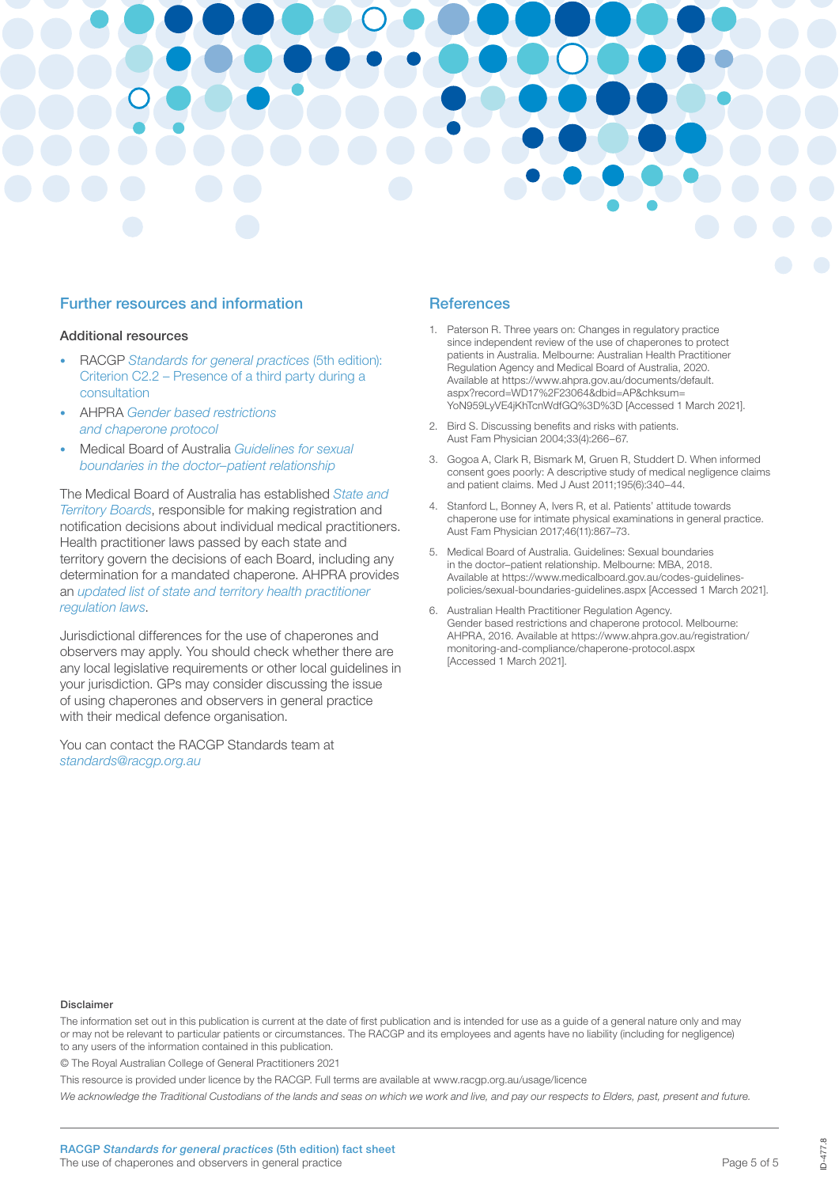## Further resources and information

### Additional resources

- RACGP *Standards for general practices* (5th edition): Criterion C2.2 – Presence of a third party during a consultation
- AHPRA *Gender based restrictions and chaperone protocol*
- Medical Board of Australia *Guidelines for sexual boundaries in the doctor–patient relationship*

The Medical Board of Australia has established *State and Territory Boards*, responsible for making registration and notification decisions about individual medical practitioners. Health practitioner laws passed by each state and territory govern the decisions of each Board, including any determination for a mandated chaperone. AHPRA provides an *updated list of state and territory health practitioner regulation laws*.

Jurisdictional differences for the use of chaperones and observers may apply. You should check whether there are any local legislative requirements or other local guidelines in your jurisdiction. GPs may consider discussing the issue of using chaperones and observers in general practice with their medical defence organisation.

You can contact the RACGP Standards team at *standards@racgp.org.au*

## References

1. Paterson R. Three years on: Changes in regulatory practice since independent review of the use of chaperones to protect patients in Australia. Melbourne: Australian Health Practitioner Regulation Agency and Medical Board of Australia, 2020. Available at https://www.ahpra.gov.au/documents/default.aspx?record=WD17%2F23064&dbid=AP&chksum=YoN959LyVE4jKhTcnWdfGQ%3D%3D [Accessed 1 March 2021].
2. Bird S. Discussing benefits and risks with patients. Aust Fam Physician 2004;33(4):266–67.
3. Gogoa A, Clark R, Bismark M, Gruen R, Studdert D. When informed consent goes poorly: A descriptive study of medical negligence claims and patient claims. Med J Aust 2011;195(6):340–44.
4. Stanford L, Bonney A, Ivers R, et al. Patients' attitude towards chaperone use for intimate physical examinations in general practice. Aust Fam Physician 2017;46(11):867–73.
5. Medical Board of Australia. Guidelines: Sexual boundaries in the doctor–patient relationship. Melbourne: MBA, 2018. Available at https://www.medicalboard.gov.au/codes-guidelines-policies/sexual-boundaries-guidelines.aspx [Accessed 1 March 2021].
6. Australian Health Practitioner Regulation Agency. Gender based restrictions and chaperone protocol. Melbourne: AHPRA, 2016. Available at https://www.ahpra.gov.au/registration/monitoring-and-compliance/chaperone-protocol.aspx [Accessed 1 March 2021].

**Disclaimer**

The information set out in this publication is current at the date of first publication and is intended for use as a guide of a general nature only and may or may not be relevant to particular patients or circumstances. The RACGP and its employees and agents have no liability (including for negligence) to any users of the information contained in this publication.

© The Royal Australian College of General Practitioners 2021

This resource is provided under licence by the RACGP. Full terms are available at www.racgp.org.au/usage/licence

*We acknowledge the Traditional Custodians of the lands and seas on which we work and live, and pay our respects to Elders, past, present and future.*

ID-477.8